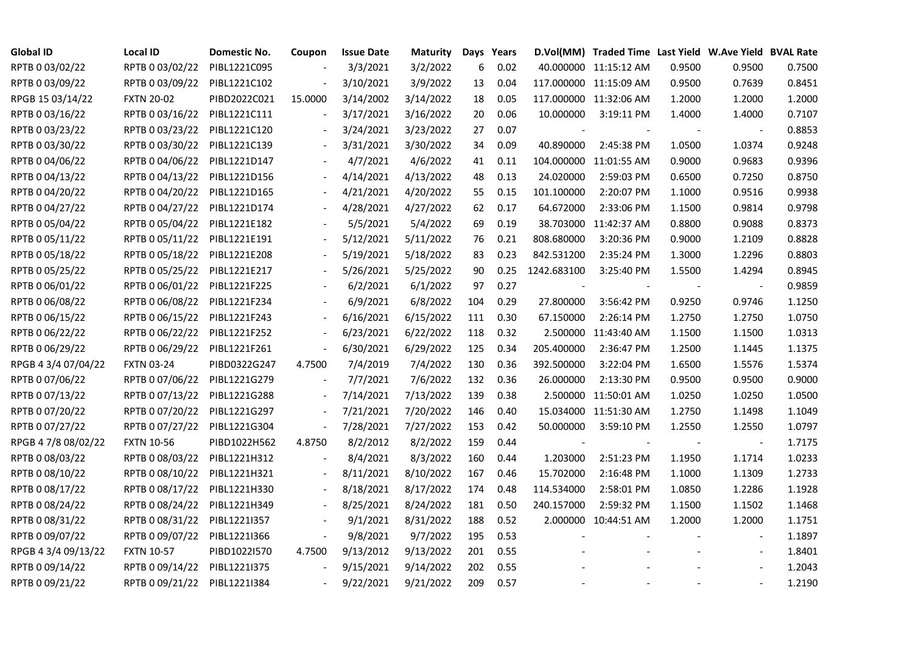| Global ID | Local ID | Domestic No. | Coupon | Issue Date | Maturity | Days | Years | D.Vol(MM) | Traded Time | Last Yield | W.Ave Yield | BVAL Rate |
|---|---|---|---|---|---|---|---|---|---|---|---|---|
| RPTB 0 03/02/22 | RPTB 0 03/02/22 | PIBL1221C095 | - | 3/3/2021 | 3/2/2022 | 6 | 0.02 | 40.000000 | 11:15:12 AM | 0.9500 | 0.9500 | 0.7500 |
| RPTB 0 03/09/22 | RPTB 0 03/09/22 | PIBL1221C102 | - | 3/10/2021 | 3/9/2022 | 13 | 0.04 | 117.000000 | 11:15:09 AM | 0.9500 | 0.7639 | 0.8451 |
| RPGB 15 03/14/22 | FXTN 20-02 | PIBD2022C021 | 15.0000 | 3/14/2002 | 3/14/2022 | 18 | 0.05 | 117.000000 | 11:32:06 AM | 1.2000 | 1.2000 | 1.2000 |
| RPTB 0 03/16/22 | RPTB 0 03/16/22 | PIBL1221C111 | - | 3/17/2021 | 3/16/2022 | 20 | 0.06 | 10.000000 | 3:19:11 PM | 1.4000 | 1.4000 | 0.7107 |
| RPTB 0 03/23/22 | RPTB 0 03/23/22 | PIBL1221C120 | - | 3/24/2021 | 3/23/2022 | 27 | 0.07 | - | - | - | - | 0.8853 |
| RPTB 0 03/30/22 | RPTB 0 03/30/22 | PIBL1221C139 | - | 3/31/2021 | 3/30/2022 | 34 | 0.09 | 40.890000 | 2:45:38 PM | 1.0500 | 1.0374 | 0.9248 |
| RPTB 0 04/06/22 | RPTB 0 04/06/22 | PIBL1221D147 | - | 4/7/2021 | 4/6/2022 | 41 | 0.11 | 104.000000 | 11:01:55 AM | 0.9000 | 0.9683 | 0.9396 |
| RPTB 0 04/13/22 | RPTB 0 04/13/22 | PIBL1221D156 | - | 4/14/2021 | 4/13/2022 | 48 | 0.13 | 24.020000 | 2:59:03 PM | 0.6500 | 0.7250 | 0.8750 |
| RPTB 0 04/20/22 | RPTB 0 04/20/22 | PIBL1221D165 | - | 4/21/2021 | 4/20/2022 | 55 | 0.15 | 101.100000 | 2:20:07 PM | 1.1000 | 0.9516 | 0.9938 |
| RPTB 0 04/27/22 | RPTB 0 04/27/22 | PIBL1221D174 | - | 4/28/2021 | 4/27/2022 | 62 | 0.17 | 64.672000 | 2:33:06 PM | 1.1500 | 0.9814 | 0.9798 |
| RPTB 0 05/04/22 | RPTB 0 05/04/22 | PIBL1221E182 | - | 5/5/2021 | 5/4/2022 | 69 | 0.19 | 38.703000 | 11:42:37 AM | 0.8800 | 0.9088 | 0.8373 |
| RPTB 0 05/11/22 | RPTB 0 05/11/22 | PIBL1221E191 | - | 5/12/2021 | 5/11/2022 | 76 | 0.21 | 808.680000 | 3:20:36 PM | 0.9000 | 1.2109 | 0.8828 |
| RPTB 0 05/18/22 | RPTB 0 05/18/22 | PIBL1221E208 | - | 5/19/2021 | 5/18/2022 | 83 | 0.23 | 842.531200 | 2:35:24 PM | 1.3000 | 1.2296 | 0.8803 |
| RPTB 0 05/25/22 | RPTB 0 05/25/22 | PIBL1221E217 | - | 5/26/2021 | 5/25/2022 | 90 | 0.25 | 1242.683100 | 3:25:40 PM | 1.5500 | 1.4294 | 0.8945 |
| RPTB 0 06/01/22 | RPTB 0 06/01/22 | PIBL1221F225 | - | 6/2/2021 | 6/1/2022 | 97 | 0.27 | - | - | - | - | 0.9859 |
| RPTB 0 06/08/22 | RPTB 0 06/08/22 | PIBL1221F234 | - | 6/9/2021 | 6/8/2022 | 104 | 0.29 | 27.800000 | 3:56:42 PM | 0.9250 | 0.9746 | 1.1250 |
| RPTB 0 06/15/22 | RPTB 0 06/15/22 | PIBL1221F243 | - | 6/16/2021 | 6/15/2022 | 111 | 0.30 | 67.150000 | 2:26:14 PM | 1.2750 | 1.2750 | 1.0750 |
| RPTB 0 06/22/22 | RPTB 0 06/22/22 | PIBL1221F252 | - | 6/23/2021 | 6/22/2022 | 118 | 0.32 | 2.500000 | 11:43:40 AM | 1.1500 | 1.1500 | 1.0313 |
| RPTB 0 06/29/22 | RPTB 0 06/29/22 | PIBL1221F261 | - | 6/30/2021 | 6/29/2022 | 125 | 0.34 | 205.400000 | 2:36:47 PM | 1.2500 | 1.1445 | 1.1375 |
| RPGB 4 3/4 07/04/22 | FXTN 03-24 | PIBD0322G247 | 4.7500 | 7/4/2019 | 7/4/2022 | 130 | 0.36 | 392.500000 | 3:22:04 PM | 1.6500 | 1.5576 | 1.5374 |
| RPTB 0 07/06/22 | RPTB 0 07/06/22 | PIBL1221G279 | - | 7/7/2021 | 7/6/2022 | 132 | 0.36 | 26.000000 | 2:13:30 PM | 0.9500 | 0.9500 | 0.9000 |
| RPTB 0 07/13/22 | RPTB 0 07/13/22 | PIBL1221G288 | - | 7/14/2021 | 7/13/2022 | 139 | 0.38 | 2.500000 | 11:50:01 AM | 1.0250 | 1.0250 | 1.0500 |
| RPTB 0 07/20/22 | RPTB 0 07/20/22 | PIBL1221G297 | - | 7/21/2021 | 7/20/2022 | 146 | 0.40 | 15.034000 | 11:51:30 AM | 1.2750 | 1.1498 | 1.1049 |
| RPTB 0 07/27/22 | RPTB 0 07/27/22 | PIBL1221G304 | - | 7/28/2021 | 7/27/2022 | 153 | 0.42 | 50.000000 | 3:59:10 PM | 1.2550 | 1.2550 | 1.0797 |
| RPGB 4 7/8 08/02/22 | FXTN 10-56 | PIBD1022H562 | 4.8750 | 8/2/2012 | 8/2/2022 | 159 | 0.44 | - | - | - | - | 1.7175 |
| RPTB 0 08/03/22 | RPTB 0 08/03/22 | PIBL1221H312 | - | 8/4/2021 | 8/3/2022 | 160 | 0.44 | 1.203000 | 2:51:23 PM | 1.1950 | 1.1714 | 1.0233 |
| RPTB 0 08/10/22 | RPTB 0 08/10/22 | PIBL1221H321 | - | 8/11/2021 | 8/10/2022 | 167 | 0.46 | 15.702000 | 2:16:48 PM | 1.1000 | 1.1309 | 1.2733 |
| RPTB 0 08/17/22 | RPTB 0 08/17/22 | PIBL1221H330 | - | 8/18/2021 | 8/17/2022 | 174 | 0.48 | 114.534000 | 2:58:01 PM | 1.0850 | 1.2286 | 1.1928 |
| RPTB 0 08/24/22 | RPTB 0 08/24/22 | PIBL1221H349 | - | 8/25/2021 | 8/24/2022 | 181 | 0.50 | 240.157000 | 2:59:32 PM | 1.1500 | 1.1502 | 1.1468 |
| RPTB 0 08/31/22 | RPTB 0 08/31/22 | PIBL1221I357 | - | 9/1/2021 | 8/31/2022 | 188 | 0.52 | 2.000000 | 10:44:51 AM | 1.2000 | 1.2000 | 1.1751 |
| RPTB 0 09/07/22 | RPTB 0 09/07/22 | PIBL1221I366 | - | 9/8/2021 | 9/7/2022 | 195 | 0.53 | - | - | - | - | 1.1897 |
| RPGB 4 3/4 09/13/22 | FXTN 10-57 | PIBD1022I570 | 4.7500 | 9/13/2012 | 9/13/2022 | 201 | 0.55 | - | - | - | - | 1.8401 |
| RPTB 0 09/14/22 | RPTB 0 09/14/22 | PIBL1221I375 | - | 9/15/2021 | 9/14/2022 | 202 | 0.55 | - | - | - | - | 1.2043 |
| RPTB 0 09/21/22 | RPTB 0 09/21/22 | PIBL1221I384 | - | 9/22/2021 | 9/21/2022 | 209 | 0.57 | - | - | - | - | 1.2190 |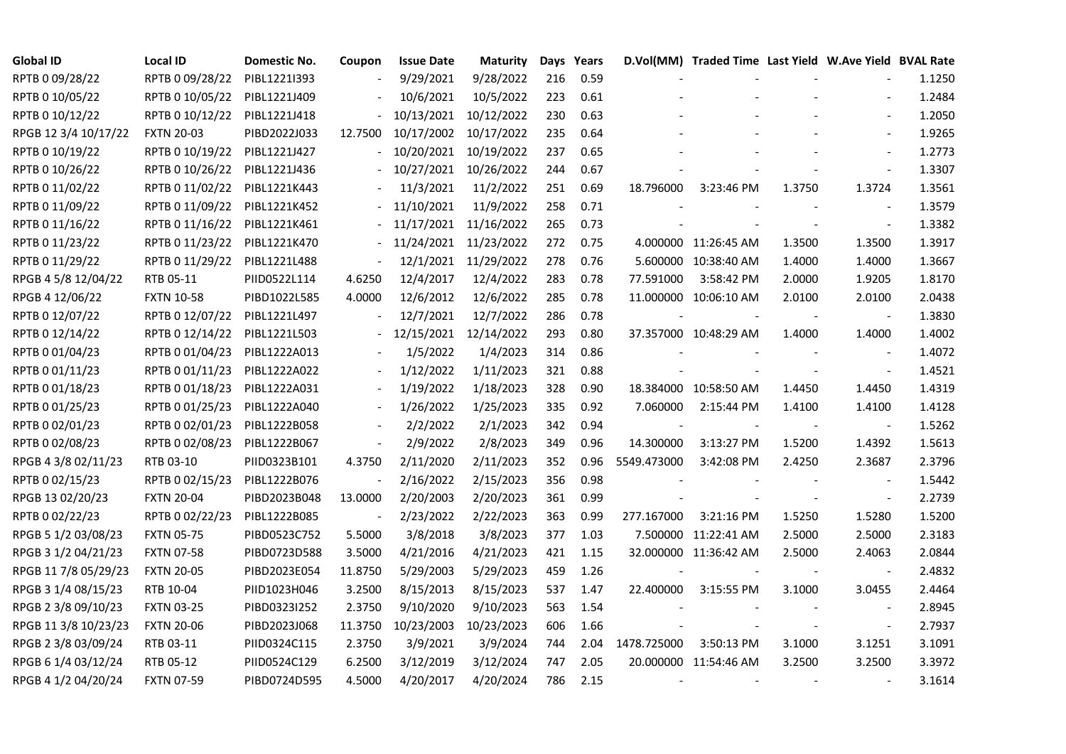| Global ID | Local ID | Domestic No. | Coupon | Issue Date | Maturity | Days | Years | D.Vol(MM) | Traded Time | Last Yield | W.Ave Yield | BVAL Rate |
|---|---|---|---|---|---|---|---|---|---|---|---|---|
| RPTB 0 09/28/22 | RPTB 0 09/28/22 | PIBL1221I393 | - | 9/29/2021 | 9/28/2022 | 216 | 0.59 | - | - | - | - | 1.1250 |
| RPTB 0 10/05/22 | RPTB 0 10/05/22 | PIBL1221J409 | - | 10/6/2021 | 10/5/2022 | 223 | 0.61 | - | - | - | - | 1.2484 |
| RPTB 0 10/12/22 | RPTB 0 10/12/22 | PIBL1221J418 | - | 10/13/2021 | 10/12/2022 | 230 | 0.63 | - | - | - | - | 1.2050 |
| RPGB 12 3/4 10/17/22 | FXTN 20-03 | PIBD2022J033 | 12.7500 | 10/17/2002 | 10/17/2022 | 235 | 0.64 | - | - | - | - | 1.9265 |
| RPTB 0 10/19/22 | RPTB 0 10/19/22 | PIBL1221J427 | - | 10/20/2021 | 10/19/2022 | 237 | 0.65 | - | - | - | - | 1.2773 |
| RPTB 0 10/26/22 | RPTB 0 10/26/22 | PIBL1221J436 | - | 10/27/2021 | 10/26/2022 | 244 | 0.67 | - | - | - | - | 1.3307 |
| RPTB 0 11/02/22 | RPTB 0 11/02/22 | PIBL1221K443 | - | 11/3/2021 | 11/2/2022 | 251 | 0.69 | 18.796000 | 3:23:46 PM | 1.3750 | 1.3724 | 1.3561 |
| RPTB 0 11/09/22 | RPTB 0 11/09/22 | PIBL1221K452 | - | 11/10/2021 | 11/9/2022 | 258 | 0.71 | - | - | - | - | 1.3579 |
| RPTB 0 11/16/22 | RPTB 0 11/16/22 | PIBL1221K461 | - | 11/17/2021 | 11/16/2022 | 265 | 0.73 | - | - | - | - | 1.3382 |
| RPTB 0 11/23/22 | RPTB 0 11/23/22 | PIBL1221K470 | - | 11/24/2021 | 11/23/2022 | 272 | 0.75 | 4.000000 | 11:26:45 AM | 1.3500 | 1.3500 | 1.3917 |
| RPTB 0 11/29/22 | RPTB 0 11/29/22 | PIBL1221L488 | - | 12/1/2021 | 11/29/2022 | 278 | 0.76 | 5.600000 | 10:38:40 AM | 1.4000 | 1.4000 | 1.3667 |
| RPGB 4 5/8 12/04/22 | RTB 05-11 | PIID0522L114 | 4.6250 | 12/4/2017 | 12/4/2022 | 283 | 0.78 | 77.591000 | 3:58:42 PM | 2.0000 | 1.9205 | 1.8170 |
| RPGB 4 12/06/22 | FXTN 10-58 | PIBD1022L585 | 4.0000 | 12/6/2012 | 12/6/2022 | 285 | 0.78 | 11.000000 | 10:06:10 AM | 2.0100 | 2.0100 | 2.0438 |
| RPTB 0 12/07/22 | RPTB 0 12/07/22 | PIBL1221L497 | - | 12/7/2021 | 12/7/2022 | 286 | 0.78 | - | - | - | - | 1.3830 |
| RPTB 0 12/14/22 | RPTB 0 12/14/22 | PIBL1221L503 | - | 12/15/2021 | 12/14/2022 | 293 | 0.80 | 37.357000 | 10:48:29 AM | 1.4000 | 1.4000 | 1.4002 |
| RPTB 0 01/04/23 | RPTB 0 01/04/23 | PIBL1222A013 | - | 1/5/2022 | 1/4/2023 | 314 | 0.86 | - | - | - | - | 1.4072 |
| RPTB 0 01/11/23 | RPTB 0 01/11/23 | PIBL1222A022 | - | 1/12/2022 | 1/11/2023 | 321 | 0.88 | - | - | - | - | 1.4521 |
| RPTB 0 01/18/23 | RPTB 0 01/18/23 | PIBL1222A031 | - | 1/19/2022 | 1/18/2023 | 328 | 0.90 | 18.384000 | 10:58:50 AM | 1.4450 | 1.4450 | 1.4319 |
| RPTB 0 01/25/23 | RPTB 0 01/25/23 | PIBL1222A040 | - | 1/26/2022 | 1/25/2023 | 335 | 0.92 | 7.060000 | 2:15:44 PM | 1.4100 | 1.4100 | 1.4128 |
| RPTB 0 02/01/23 | RPTB 0 02/01/23 | PIBL1222B058 | - | 2/2/2022 | 2/1/2023 | 342 | 0.94 | - | - | - | - | 1.5262 |
| RPTB 0 02/08/23 | RPTB 0 02/08/23 | PIBL1222B067 | - | 2/9/2022 | 2/8/2023 | 349 | 0.96 | 14.300000 | 3:13:27 PM | 1.5200 | 1.4392 | 1.5613 |
| RPGB 4 3/8 02/11/23 | RTB 03-10 | PIID0323B101 | 4.3750 | 2/11/2020 | 2/11/2023 | 352 | 0.96 | 5549.473000 | 3:42:08 PM | 2.4250 | 2.3687 | 2.3796 |
| RPTB 0 02/15/23 | RPTB 0 02/15/23 | PIBL1222B076 | - | 2/16/2022 | 2/15/2023 | 356 | 0.98 | - | - | - | - | 1.5442 |
| RPGB 13 02/20/23 | FXTN 20-04 | PIBD2023B048 | 13.0000 | 2/20/2003 | 2/20/2023 | 361 | 0.99 | - | - | - | - | 2.2739 |
| RPTB 0 02/22/23 | RPTB 0 02/22/23 | PIBL1222B085 | - | 2/23/2022 | 2/22/2023 | 363 | 0.99 | 277.167000 | 3:21:16 PM | 1.5250 | 1.5280 | 1.5200 |
| RPGB 5 1/2 03/08/23 | FXTN 05-75 | PIBD0523C752 | 5.5000 | 3/8/2018 | 3/8/2023 | 377 | 1.03 | 7.500000 | 11:22:41 AM | 2.5000 | 2.5000 | 2.3183 |
| RPGB 3 1/2 04/21/23 | FXTN 07-58 | PIBD0723D588 | 3.5000 | 4/21/2016 | 4/21/2023 | 421 | 1.15 | 32.000000 | 11:36:42 AM | 2.5000 | 2.4063 | 2.0844 |
| RPGB 11 7/8 05/29/23 | FXTN 20-05 | PIBD2023E054 | 11.8750 | 5/29/2003 | 5/29/2023 | 459 | 1.26 | - | - | - | - | 2.4832 |
| RPGB 3 1/4 08/15/23 | RTB 10-04 | PIID1023H046 | 3.2500 | 8/15/2013 | 8/15/2023 | 537 | 1.47 | 22.400000 | 3:15:55 PM | 3.1000 | 3.0455 | 2.4464 |
| RPGB 2 3/8 09/10/23 | FXTN 03-25 | PIBD0323I252 | 2.3750 | 9/10/2020 | 9/10/2023 | 563 | 1.54 | - | - | - | - | 2.8945 |
| RPGB 11 3/8 10/23/23 | FXTN 20-06 | PIBD2023J068 | 11.3750 | 10/23/2003 | 10/23/2023 | 606 | 1.66 | - | - | - | - | 2.7937 |
| RPGB 2 3/8 03/09/24 | RTB 03-11 | PIID0324C115 | 2.3750 | 3/9/2021 | 3/9/2024 | 744 | 2.04 | 1478.725000 | 3:50:13 PM | 3.1000 | 3.1251 | 3.1091 |
| RPGB 6 1/4 03/12/24 | RTB 05-12 | PIID0524C129 | 6.2500 | 3/12/2019 | 3/12/2024 | 747 | 2.05 | 20.000000 | 11:54:46 AM | 3.2500 | 3.2500 | 3.3972 |
| RPGB 4 1/2 04/20/24 | FXTN 07-59 | PIBD0724D595 | 4.5000 | 4/20/2017 | 4/20/2024 | 786 | 2.15 | - | - | - | - | 3.1614 |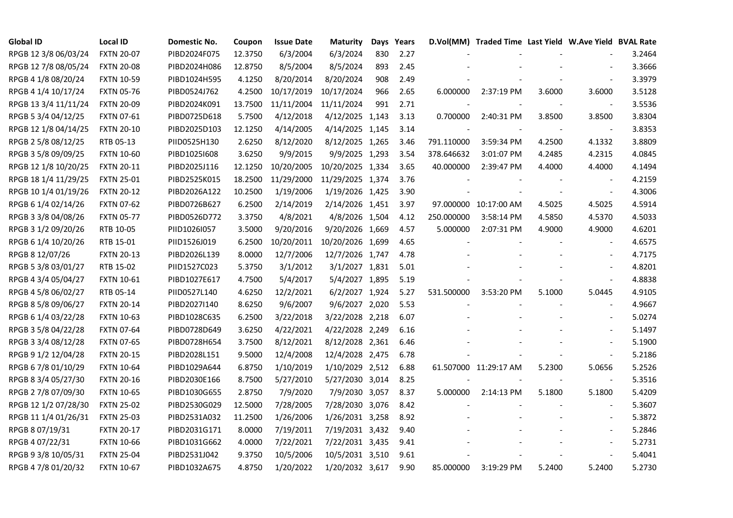| Global ID | Local ID | Domestic No. | Coupon | Issue Date | Maturity | Days | Years | D.Vol(MM) | Traded Time | Last Yield | W.Ave Yield | BVAL Rate |
|---|---|---|---|---|---|---|---|---|---|---|---|---|
| RPGB 12 3/8 06/03/24 | FXTN 20-07 | PIBD2024F075 | 12.3750 | 6/3/2004 | 6/3/2024 | 830 | 2.27 | - | - | - | - | 3.2464 |
| RPGB 12 7/8 08/05/24 | FXTN 20-08 | PIBD2024H086 | 12.8750 | 8/5/2004 | 8/5/2024 | 893 | 2.45 | - | - | - | - | 3.3666 |
| RPGB 4 1/8 08/20/24 | FXTN 10-59 | PIBD1024H595 | 4.1250 | 8/20/2014 | 8/20/2024 | 908 | 2.49 | - | - | - | - | 3.3979 |
| RPGB 4 1/4 10/17/24 | FXTN 05-76 | PIBD0524J762 | 4.2500 | 10/17/2019 | 10/17/2024 | 966 | 2.65 | 6.000000 | 2:37:19 PM | 3.6000 | 3.6000 | 3.5128 |
| RPGB 13 3/4 11/11/24 | FXTN 20-09 | PIBD2024K091 | 13.7500 | 11/11/2004 | 11/11/2024 | 991 | 2.71 | - | - | - | - | 3.5536 |
| RPGB 5 3/4 04/12/25 | FXTN 07-61 | PIBD0725D618 | 5.7500 | 4/12/2018 | 4/12/2025 | 1,143 | 3.13 | 0.700000 | 2:40:31 PM | 3.8500 | 3.8500 | 3.8304 |
| RPGB 12 1/8 04/14/25 | FXTN 20-10 | PIBD2025D103 | 12.1250 | 4/14/2005 | 4/14/2025 | 1,145 | 3.14 | - | - | - | - | 3.8353 |
| RPGB 2 5/8 08/12/25 | RTB 05-13 | PIID0525H130 | 2.6250 | 8/12/2020 | 8/12/2025 | 1,265 | 3.46 | 791.110000 | 3:59:34 PM | 4.2500 | 4.1332 | 3.8809 |
| RPGB 3 5/8 09/09/25 | FXTN 10-60 | PIBD1025I608 | 3.6250 | 9/9/2015 | 9/9/2025 | 1,293 | 3.54 | 378.646632 | 3:01:07 PM | 4.2485 | 4.2315 | 4.0845 |
| RPGB 12 1/8 10/20/25 | FXTN 20-11 | PIBD2025J116 | 12.1250 | 10/20/2005 | 10/20/2025 | 1,334 | 3.65 | 40.000000 | 2:39:47 PM | 4.4000 | 4.4000 | 4.1494 |
| RPGB 18 1/4 11/29/25 | FXTN 25-01 | PIBD2525K015 | 18.2500 | 11/29/2000 | 11/29/2025 | 1,374 | 3.76 | - | - | - | - | 4.2159 |
| RPGB 10 1/4 01/19/26 | FXTN 20-12 | PIBD2026A122 | 10.2500 | 1/19/2006 | 1/19/2026 | 1,425 | 3.90 | - | - | - | - | 4.3006 |
| RPGB 6 1/4 02/14/26 | FXTN 07-62 | PIBD0726B627 | 6.2500 | 2/14/2019 | 2/14/2026 | 1,451 | 3.97 | 97.000000 | 10:17:00 AM | 4.5025 | 4.5025 | 4.5914 |
| RPGB 3 3/8 04/08/26 | FXTN 05-77 | PIBD0526D772 | 3.3750 | 4/8/2021 | 4/8/2026 | 1,504 | 4.12 | 250.000000 | 3:58:14 PM | 4.5850 | 4.5370 | 4.5033 |
| RPGB 3 1/2 09/20/26 | RTB 10-05 | PIID1026I057 | 3.5000 | 9/20/2016 | 9/20/2026 | 1,669 | 4.57 | 5.000000 | 2:07:31 PM | 4.9000 | 4.9000 | 4.6201 |
| RPGB 6 1/4 10/20/26 | RTB 15-01 | PIID1526J019 | 6.2500 | 10/20/2011 | 10/20/2026 | 1,699 | 4.65 | - | - | - | - | 4.6575 |
| RPGB 8 12/07/26 | FXTN 20-13 | PIBD2026L139 | 8.0000 | 12/7/2006 | 12/7/2026 | 1,747 | 4.78 | - | - | - | - | 4.7175 |
| RPGB 5 3/8 03/01/27 | RTB 15-02 | PIID1527C023 | 5.3750 | 3/1/2012 | 3/1/2027 | 1,831 | 5.01 | - | - | - | - | 4.8201 |
| RPGB 4 3/4 05/04/27 | FXTN 10-61 | PIBD1027E617 | 4.7500 | 5/4/2017 | 5/4/2027 | 1,895 | 5.19 | - | - | - | - | 4.8838 |
| RPGB 4 5/8 06/02/27 | RTB 05-14 | PIID0527L140 | 4.6250 | 12/2/2021 | 6/2/2027 | 1,924 | 5.27 | 531.500000 | 3:53:20 PM | 5.1000 | 5.0445 | 4.9105 |
| RPGB 8 5/8 09/06/27 | FXTN 20-14 | PIBD2027I140 | 8.6250 | 9/6/2007 | 9/6/2027 | 2,020 | 5.53 | - | - | - | - | 4.9667 |
| RPGB 6 1/4 03/22/28 | FXTN 10-63 | PIBD1028C635 | 6.2500 | 3/22/2018 | 3/22/2028 | 2,218 | 6.07 | - | - | - | - | 5.0274 |
| RPGB 3 5/8 04/22/28 | FXTN 07-64 | PIBD0728D649 | 3.6250 | 4/22/2021 | 4/22/2028 | 2,249 | 6.16 | - | - | - | - | 5.1497 |
| RPGB 3 3/4 08/12/28 | FXTN 07-65 | PIBD0728H654 | 3.7500 | 8/12/2021 | 8/12/2028 | 2,361 | 6.46 | - | - | - | - | 5.1900 |
| RPGB 9 1/2 12/04/28 | FXTN 20-15 | PIBD2028L151 | 9.5000 | 12/4/2008 | 12/4/2028 | 2,475 | 6.78 | - | - | - | - | 5.2186 |
| RPGB 6 7/8 01/10/29 | FXTN 10-64 | PIBD1029A644 | 6.8750 | 1/10/2019 | 1/10/2029 | 2,512 | 6.88 | 61.507000 | 11:29:17 AM | 5.2300 | 5.0656 | 5.2526 |
| RPGB 8 3/4 05/27/30 | FXTN 20-16 | PIBD2030E166 | 8.7500 | 5/27/2010 | 5/27/2030 | 3,014 | 8.25 | - | - | - | - | 5.3516 |
| RPGB 2 7/8 07/09/30 | FXTN 10-65 | PIBD1030G655 | 2.8750 | 7/9/2020 | 7/9/2030 | 3,057 | 8.37 | 5.000000 | 2:14:13 PM | 5.1800 | 5.1800 | 5.4209 |
| RPGB 12 1/2 07/28/30 | FXTN 25-02 | PIBD2530G029 | 12.5000 | 7/28/2005 | 7/28/2030 | 3,076 | 8.42 | - | - | - | - | 5.3607 |
| RPGB 11 1/4 01/26/31 | FXTN 25-03 | PIBD2531A032 | 11.2500 | 1/26/2006 | 1/26/2031 | 3,258 | 8.92 | - | - | - | - | 5.3872 |
| RPGB 8 07/19/31 | FXTN 20-17 | PIBD2031G171 | 8.0000 | 7/19/2011 | 7/19/2031 | 3,432 | 9.40 | - | - | - | - | 5.2846 |
| RPGB 4 07/22/31 | FXTN 10-66 | PIBD1031G662 | 4.0000 | 7/22/2021 | 7/22/2031 | 3,435 | 9.41 | - | - | - | - | 5.2731 |
| RPGB 9 3/8 10/05/31 | FXTN 25-04 | PIBD2531J042 | 9.3750 | 10/5/2006 | 10/5/2031 | 3,510 | 9.61 | - | - | - | - | 5.4041 |
| RPGB 4 7/8 01/20/32 | FXTN 10-67 | PIBD1032A675 | 4.8750 | 1/20/2022 | 1/20/2032 | 3,617 | 9.90 | 85.000000 | 3:19:29 PM | 5.2400 | 5.2400 | 5.2730 |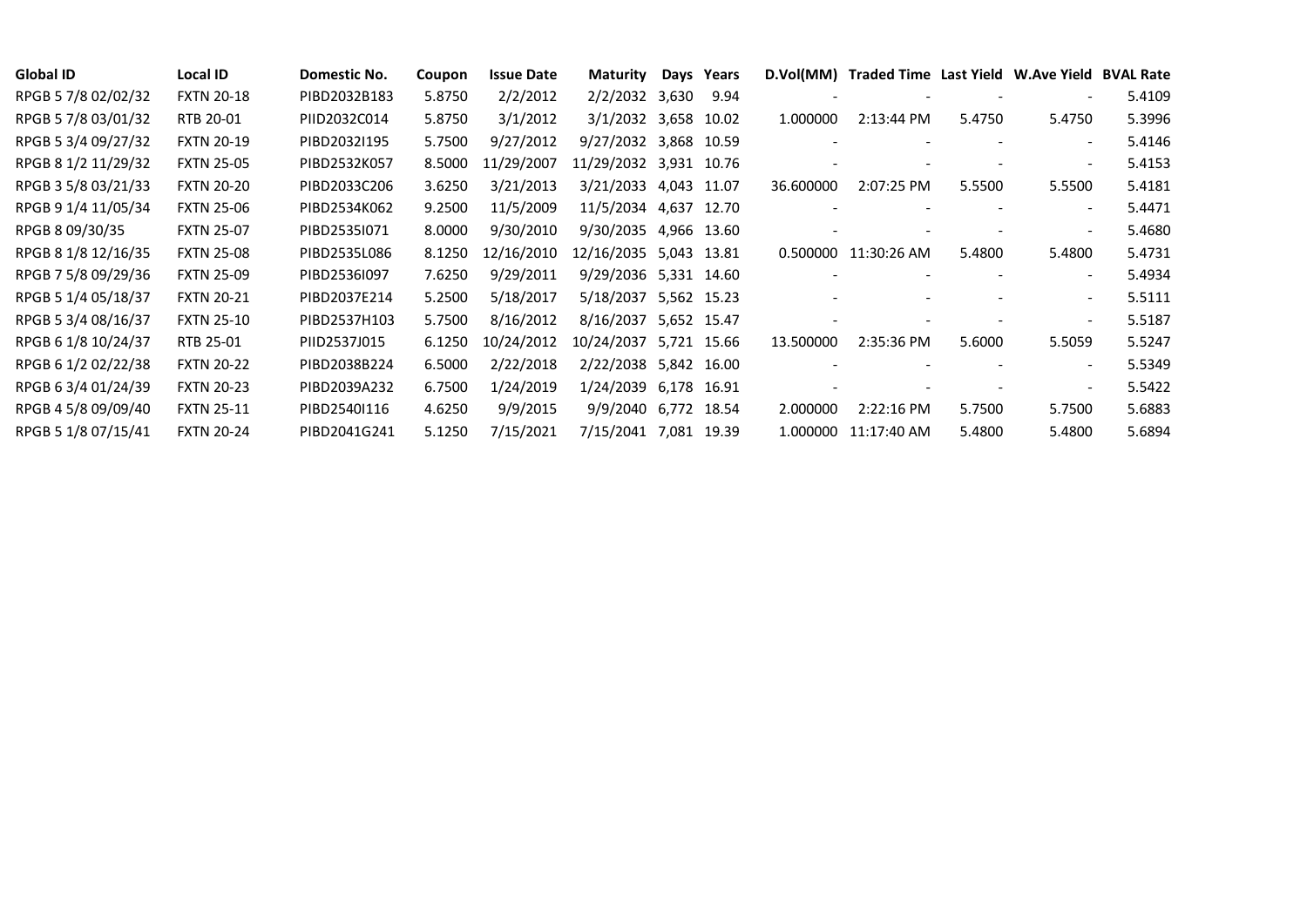| Global ID | Local ID | Domestic No. | Coupon | Issue Date | Maturity | Days | Years | D.Vol(MM) | Traded Time | Last Yield | W.Ave Yield | BVAL Rate |
|---|---|---|---|---|---|---|---|---|---|---|---|---|
| RPGB 5 7/8 02/02/32 | FXTN 20-18 | PIBD2032B183 | 5.8750 | 2/2/2012 | 2/2/2032 | 3,630 | 9.94 | - | - | - | - | 5.4109 |
| RPGB 5 7/8 03/01/32 | RTB 20-01 | PIID2032C014 | 5.8750 | 3/1/2012 | 3/1/2032 | 3,658 | 10.02 | 1.000000 | 2:13:44 PM | 5.4750 | 5.4750 | 5.3996 |
| RPGB 5 3/4 09/27/32 | FXTN 20-19 | PIBD2032I195 | 5.7500 | 9/27/2012 | 9/27/2032 | 3,868 | 10.59 | - | - | - | - | 5.4146 |
| RPGB 8 1/2 11/29/32 | FXTN 25-05 | PIBD2532K057 | 8.5000 | 11/29/2007 | 11/29/2032 | 3,931 | 10.76 | - | - | - | - | 5.4153 |
| RPGB 3 5/8 03/21/33 | FXTN 20-20 | PIBD2033C206 | 3.6250 | 3/21/2013 | 3/21/2033 | 4,043 | 11.07 | 36.600000 | 2:07:25 PM | 5.5500 | 5.5500 | 5.4181 |
| RPGB 9 1/4 11/05/34 | FXTN 25-06 | PIBD2534K062 | 9.2500 | 11/5/2009 | 11/5/2034 | 4,637 | 12.70 | - | - | - | - | 5.4471 |
| RPGB 8 09/30/35 | FXTN 25-07 | PIBD2535I071 | 8.0000 | 9/30/2010 | 9/30/2035 | 4,966 | 13.60 | - | - | - | - | 5.4680 |
| RPGB 8 1/8 12/16/35 | FXTN 25-08 | PIBD2535L086 | 8.1250 | 12/16/2010 | 12/16/2035 | 5,043 | 13.81 | 0.500000 | 11:30:26 AM | 5.4800 | 5.4800 | 5.4731 |
| RPGB 7 5/8 09/29/36 | FXTN 25-09 | PIBD2536I097 | 7.6250 | 9/29/2011 | 9/29/2036 | 5,331 | 14.60 | - | - | - | - | 5.4934 |
| RPGB 5 1/4 05/18/37 | FXTN 20-21 | PIBD2037E214 | 5.2500 | 5/18/2017 | 5/18/2037 | 5,562 | 15.23 | - | - | - | - | 5.5111 |
| RPGB 5 3/4 08/16/37 | FXTN 25-10 | PIBD2537H103 | 5.7500 | 8/16/2012 | 8/16/2037 | 5,652 | 15.47 | - | - | - | - | 5.5187 |
| RPGB 6 1/8 10/24/37 | RTB 25-01 | PIID2537J015 | 6.1250 | 10/24/2012 | 10/24/2037 | 5,721 | 15.66 | 13.500000 | 2:35:36 PM | 5.6000 | 5.5059 | 5.5247 |
| RPGB 6 1/2 02/22/38 | FXTN 20-22 | PIBD2038B224 | 6.5000 | 2/22/2018 | 2/22/2038 | 5,842 | 16.00 | - | - | - | - | 5.5349 |
| RPGB 6 3/4 01/24/39 | FXTN 20-23 | PIBD2039A232 | 6.7500 | 1/24/2019 | 1/24/2039 | 6,178 | 16.91 | - | - | - | - | 5.5422 |
| RPGB 4 5/8 09/09/40 | FXTN 25-11 | PIBD2540I116 | 4.6250 | 9/9/2015 | 9/9/2040 | 6,772 | 18.54 | 2.000000 | 2:22:16 PM | 5.7500 | 5.7500 | 5.6883 |
| RPGB 5 1/8 07/15/41 | FXTN 20-24 | PIBD2041G241 | 5.1250 | 7/15/2021 | 7/15/2041 | 7,081 | 19.39 | 1.000000 | 11:17:40 AM | 5.4800 | 5.4800 | 5.6894 |